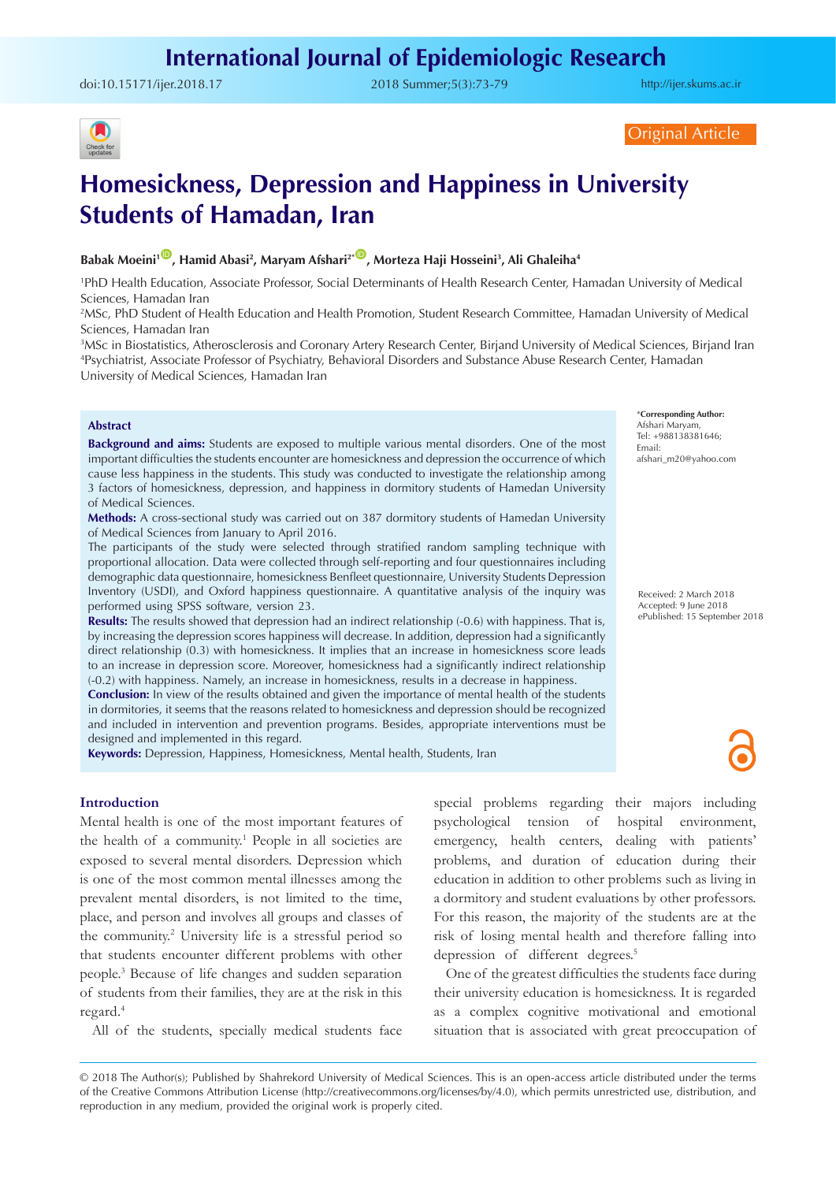Original Article

# Homesickness, Depression and Happiness in University Students of Hamadan, Iran

**Babak Moeini[1], Hamid Abasi[2], Maryam Afshari[2*], Morteza Haji Hosseini[3], Ali Ghaleiha[4]**

[1]PhD Health Education, Associate Professor, Social Determinants of Health Research Center, Hamadan University of Medical Sciences, Hamadan Iran
[2]MSc, PhD Student of Health Education and Health Promotion, Student Research Committee, Hamadan University of Medical Sciences, Hamadan Iran
[3]MSc in Biostatistics, Atherosclerosis and Coronary Artery Research Center, Birjand University of Medical Sciences, Birjand Iran
[4]Psychiatrist, Associate Professor of Psychiatry, Behavioral Disorders and Substance Abuse Research Center, Hamadan University of Medical Sciences, Hamadan Iran

*Corresponding Author: Afshari Maryam, Tel: +988138381646; Email: afshari_m20@yahoo.com

Received: 2 March 2018
Accepted: 9 June 2018
ePublished: 15 September 2018

## Abstract

**Background and aims:** Students are exposed to multiple various mental disorders. One of the most important difficulties the students encounter are homesickness and depression the occurrence of which cause less happiness in the students. This study was conducted to investigate the relationship among 3 factors of homesickness, depression, and happiness in dormitory students of Hamedan University of Medical Sciences.

**Methods:** A cross-sectional study was carried out on 387 dormitory students of Hamedan University of Medical Sciences from January to April 2016.
The participants of the study were selected through stratified random sampling technique with proportional allocation. Data were collected through self-reporting and four questionnaires including demographic data questionnaire, homesickness Benfleet questionnaire, University Students Depression Inventory (USDI), and Oxford happiness questionnaire. A quantitative analysis of the inquiry was performed using SPSS software, version 23.

**Results:** The results showed that depression had an indirect relationship (-0.6) with happiness. That is, by increasing the depression scores happiness will decrease. In addition, depression had a significantly direct relationship (0.3) with homesickness. It implies that an increase in homesickness score leads to an increase in depression score. Moreover, homesickness had a significantly indirect relationship (-0.2) with happiness. Namely, an increase in homesickness, results in a decrease in happiness.

**Conclusion:** In view of the results obtained and given the importance of mental health of the students in dormitories, it seems that the reasons related to homesickness and depression should be recognized and included in intervention and prevention programs. Besides, appropriate interventions must be designed and implemented in this regard.

**Keywords:** Depression, Happiness, Homesickness, Mental health, Students, Iran

## Introduction

Mental health is one of the most important features of the health of a community.[1] People in all societies are exposed to several mental disorders. Depression which is one of the most common mental illnesses among the prevalent mental disorders, is not limited to the time, place, and person and involves all groups and classes of the community.[2] University life is a stressful period so that students encounter different problems with other people.[3] Because of life changes and sudden separation of students from their families, they are at the risk in this regard.[4]

All of the students, specially medical students face special problems regarding their majors including psychological tension of hospital environment, emergency, health centers, dealing with patients' problems, and duration of education during their education in addition to other problems such as living in a dormitory and student evaluations by other professors. For this reason, the majority of the students are at the risk of losing mental health and therefore falling into depression of different degrees.[5]

One of the greatest difficulties the students face during their university education is homesickness. It is regarded as a complex cognitive motivational and emotional situation that is associated with great preoccupation of

© 2018 The Author(s); Published by Shahrekord University of Medical Sciences. This is an open-access article distributed under the terms of the Creative Commons Attribution License (http://creativecommons.org/licenses/by/4.0), which permits unrestricted use, distribution, and reproduction in any medium, provided the original work is properly cited.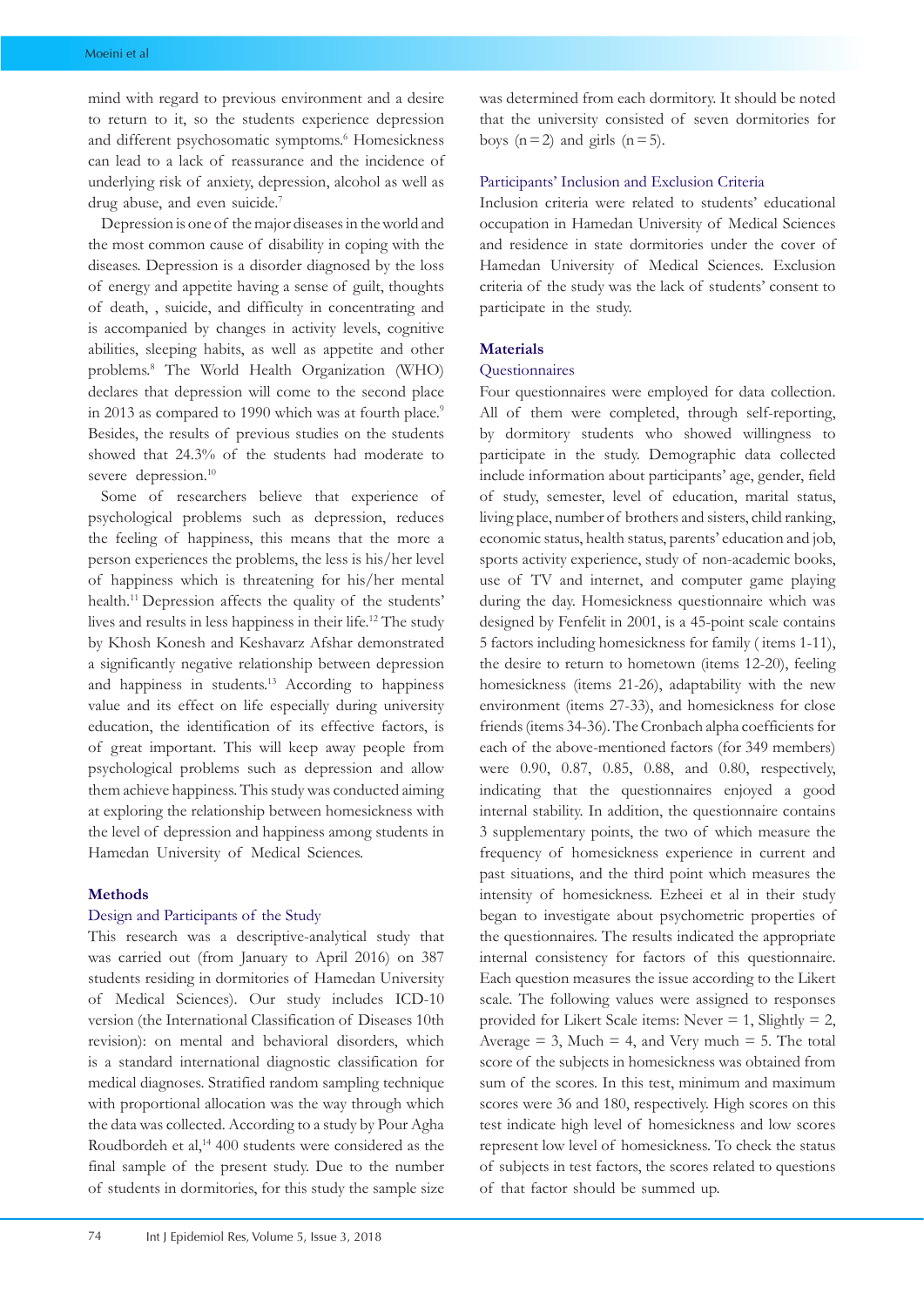mind with regard to previous environment and a desire to return to it, so the students experience depression and different psychosomatic symptoms.[6] Homesickness can lead to a lack of reassurance and the incidence of underlying risk of anxiety, depression, alcohol as well as drug abuse, and even suicide.[7]

Depression is one of the major diseases in the world and the most common cause of disability in coping with the diseases. Depression is a disorder diagnosed by the loss of energy and appetite having a sense of guilt, thoughts of death, , suicide, and difficulty in concentrating and is accompanied by changes in activity levels, cognitive abilities, sleeping habits, as well as appetite and other problems.[8] The World Health Organization (WHO) declares that depression will come to the second place in 2013 as compared to 1990 which was at fourth place.[9] Besides, the results of previous studies on the students showed that 24.3% of the students had moderate to severe depression.[10]

Some of researchers believe that experience of psychological problems such as depression, reduces the feeling of happiness, this means that the more a person experiences the problems, the less is his/her level of happiness which is threatening for his/her mental health.[11] Depression affects the quality of the students' lives and results in less happiness in their life.[12] The study by Khosh Konesh and Keshavarz Afshar demonstrated a significantly negative relationship between depression and happiness in students.[13] According to happiness value and its effect on life especially during university education, the identification of its effective factors, is of great important. This will keep away people from psychological problems such as depression and allow them achieve happiness. This study was conducted aiming at exploring the relationship between homesickness with the level of depression and happiness among students in Hamedan University of Medical Sciences.

## Methods

### Design and Participants of the Study

This research was a descriptive-analytical study that was carried out (from January to April 2016) on 387 students residing in dormitories of Hamedan University of Medical Sciences). Our study includes ICD-10 version (the International Classification of Diseases 10th revision): on mental and behavioral disorders, which is a standard international diagnostic classification for medical diagnoses. Stratified random sampling technique with proportional allocation was the way through which the data was collected. According to a study by Pour Agha Roudbordeh et al,[14] 400 students were considered as the final sample of the present study. Due to the number of students in dormitories, for this study the sample size was determined from each dormitory. It should be noted that the university consisted of seven dormitories for boys (n = 2) and girls (n = 5).

### Participants' Inclusion and Exclusion Criteria

Inclusion criteria were related to students' educational occupation in Hamedan University of Medical Sciences and residence in state dormitories under the cover of Hamedan University of Medical Sciences. Exclusion criteria of the study was the lack of students' consent to participate in the study.

## Materials

### Questionnaires

Four questionnaires were employed for data collection. All of them were completed, through self-reporting, by dormitory students who showed willingness to participate in the study. Demographic data collected include information about participants' age, gender, field of study, semester, level of education, marital status, living place, number of brothers and sisters, child ranking, economic status, health status, parents' education and job, sports activity experience, study of non-academic books, use of TV and internet, and computer game playing during the day. Homesickness questionnaire which was designed by Fenfelit in 2001, is a 45-point scale contains 5 factors including homesickness for family ( items 1-11), the desire to return to hometown (items 12-20), feeling homesickness (items 21-26), adaptability with the new environment (items 27-33), and homesickness for close friends (items 34-36). The Cronbach alpha coefficients for each of the above-mentioned factors (for 349 members) were 0.90, 0.87, 0.85, 0.88, and 0.80, respectively, indicating that the questionnaires enjoyed a good internal stability. In addition, the questionnaire contains 3 supplementary points, the two of which measure the frequency of homesickness experience in current and past situations, and the third point which measures the intensity of homesickness. Ezheei et al in their study began to investigate about psychometric properties of the questionnaires. The results indicated the appropriate internal consistency for factors of this questionnaire. Each question measures the issue according to the Likert scale. The following values were assigned to responses provided for Likert Scale items: Never = 1, Slightly = 2, Average = 3, Much = 4, and Very much = 5. The total score of the subjects in homesickness was obtained from sum of the scores. In this test, minimum and maximum scores were 36 and 180, respectively. High scores on this test indicate high level of homesickness and low scores represent low level of homesickness. To check the status of subjects in test factors, the scores related to questions of that factor should be summed up.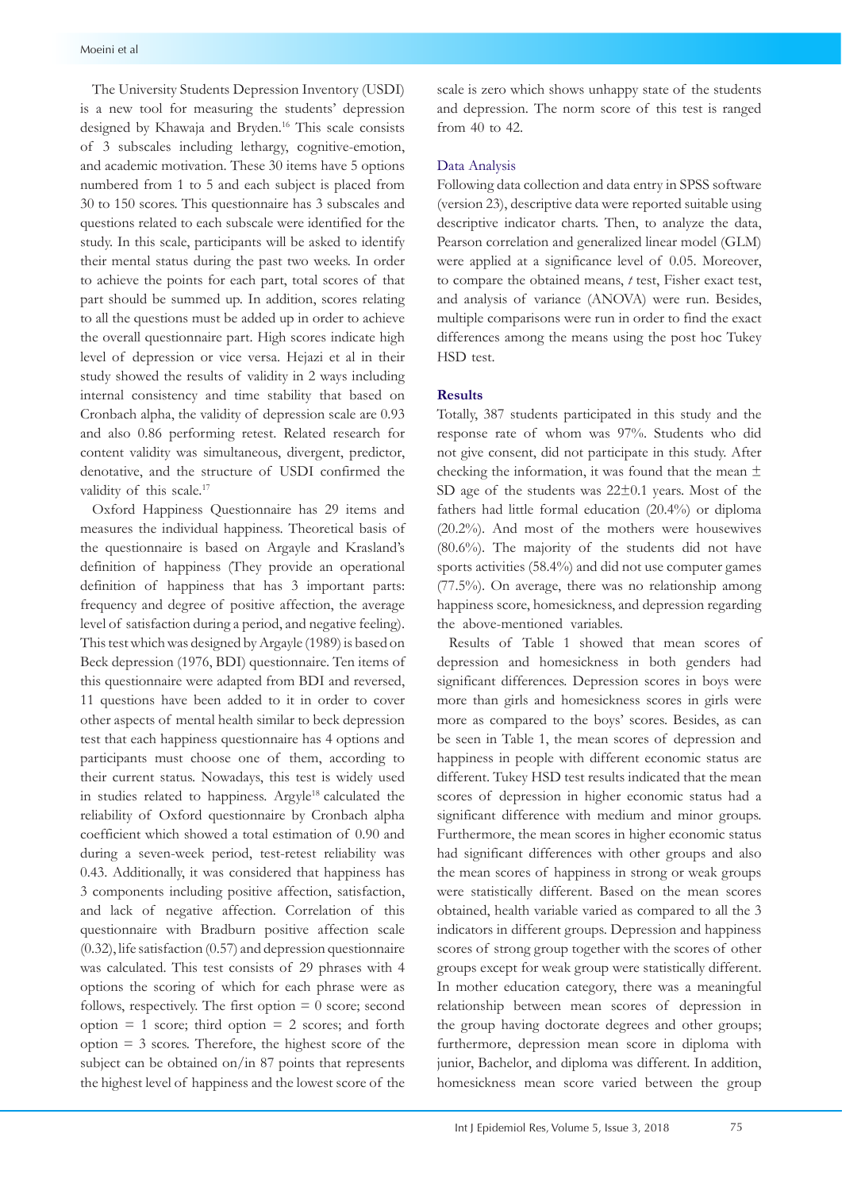The University Students Depression Inventory (USDI) is a new tool for measuring the students' depression designed by Khawaja and Bryden.[16] This scale consists of 3 subscales including lethargy, cognitive-emotion, and academic motivation. These 30 items have 5 options numbered from 1 to 5 and each subject is placed from 30 to 150 scores. This questionnaire has 3 subscales and questions related to each subscale were identified for the study. In this scale, participants will be asked to identify their mental status during the past two weeks. In order to achieve the points for each part, total scores of that part should be summed up. In addition, scores relating to all the questions must be added up in order to achieve the overall questionnaire part. High scores indicate high level of depression or vice versa. Hejazi et al in their study showed the results of validity in 2 ways including internal consistency and time stability that based on Cronbach alpha, the validity of depression scale are 0.93 and also 0.86 performing retest. Related research for content validity was simultaneous, divergent, predictor, denotative, and the structure of USDI confirmed the validity of this scale.[17]

Oxford Happiness Questionnaire has 29 items and measures the individual happiness. Theoretical basis of the questionnaire is based on Argayle and Krasland's definition of happiness (They provide an operational definition of happiness that has 3 important parts: frequency and degree of positive affection, the average level of satisfaction during a period, and negative feeling). This test which was designed by Argayle (1989) is based on Beck depression (1976, BDI) questionnaire. Ten items of this questionnaire were adapted from BDI and reversed, 11 questions have been added to it in order to cover other aspects of mental health similar to beck depression test that each happiness questionnaire has 4 options and participants must choose one of them, according to their current status. Nowadays, this test is widely used in studies related to happiness. Argyle[18] calculated the reliability of Oxford questionnaire by Cronbach alpha coefficient which showed a total estimation of 0.90 and during a seven-week period, test-retest reliability was 0.43. Additionally, it was considered that happiness has 3 components including positive affection, satisfaction, and lack of negative affection. Correlation of this questionnaire with Bradburn positive affection scale (0.32), life satisfaction (0.57) and depression questionnaire was calculated. This test consists of 29 phrases with 4 options the scoring of which for each phrase were as follows, respectively. The first option = 0 score; second option = 1 score; third option = 2 scores; and forth option = 3 scores. Therefore, the highest score of the subject can be obtained on/in 87 points that represents the highest level of happiness and the lowest score of the scale is zero which shows unhappy state of the students and depression. The norm score of this test is ranged from 40 to 42.

## Data Analysis

Following data collection and data entry in SPSS software (version 23), descriptive data were reported suitable using descriptive indicator charts. Then, to analyze the data, Pearson correlation and generalized linear model (GLM) were applied at a significance level of 0.05. Moreover, to compare the obtained means, *t* test, Fisher exact test, and analysis of variance (ANOVA) were run. Besides, multiple comparisons were run in order to find the exact differences among the means using the post hoc Tukey HSD test.

## Results

Totally, 387 students participated in this study and the response rate of whom was 97%. Students who did not give consent, did not participate in this study. After checking the information, it was found that the mean ± SD age of the students was 22±0.1 years. Most of the fathers had little formal education (20.4%) or diploma (20.2%). And most of the mothers were housewives (80.6%). The majority of the students did not have sports activities (58.4%) and did not use computer games (77.5%). On average, there was no relationship among happiness score, homesickness, and depression regarding the above-mentioned variables.

Results of Table 1 showed that mean scores of depression and homesickness in both genders had significant differences. Depression scores in boys were more than girls and homesickness scores in girls were more as compared to the boys' scores. Besides, as can be seen in Table 1, the mean scores of depression and happiness in people with different economic status are different. Tukey HSD test results indicated that the mean scores of depression in higher economic status had a significant difference with medium and minor groups. Furthermore, the mean scores in higher economic status had significant differences with other groups and also the mean scores of happiness in strong or weak groups were statistically different. Based on the mean scores obtained, health variable varied as compared to all the 3 indicators in different groups. Depression and happiness scores of strong group together with the scores of other groups except for weak group were statistically different. In mother education category, there was a meaningful relationship between mean scores of depression in the group having doctorate degrees and other groups; furthermore, depression mean score in diploma with junior, Bachelor, and diploma was different. In addition, homesickness mean score varied between the group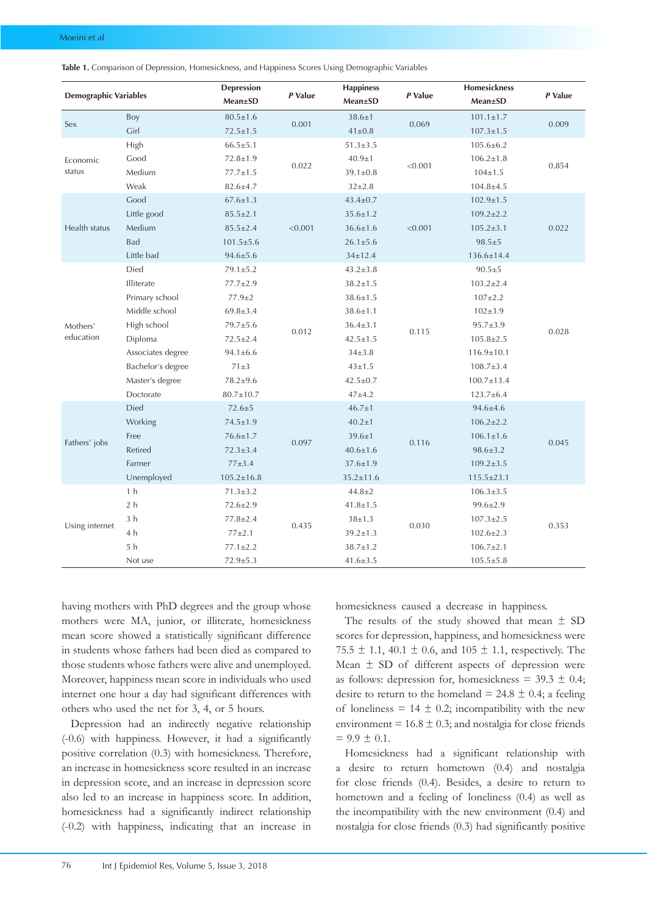**Table 1.** Comparison of Depression, Homesickness, and Happiness Scores Using Demographic Variables

| Demographic Variables | | Depression Mean±SD | *P* Value | Happiness Mean±SD | *P* Value | Homesickness Mean±SD | *P* Value |
|---|---|---|---|---|---|---|---|
| Sex | Boy | 80.5±1.6 | 0.001 | 38.6±1 | 0.069 | 101.1±1.7 | 0.009 |
| | Girl | 72.5±1.5 | | 41±0.8 | | 107.3±1.5 | |
| Economic status | High | 66.5±5.1 | 0.022 | 51.3±3.5 | <0.001 | 105.6±6.2 | 0.854 |
| | Good | 72.8±1.9 | | 40.9±1 | | 106.2±1.8 | |
| | Medium | 77.7±1.5 | | 39.1±0.8 | | 104±1.5 | |
| | Weak | 82.6±4.7 | | 32±2.8 | | 104.8±4.5 | |
| Health status | Good | 67.6±1.3 | <0.001 | 43.4±0.7 | <0.001 | 102.9±1.5 | 0.022 |
| | Little good | 85.5±2.1 | | 35.6±1.2 | | 109.2±2.2 | |
| | Medium | 85.5±2.4 | | 36.6±1.6 | | 105.2±3.1 | |
| | Bad | 101.5±5.6 | | 26.1±5.6 | | 98.5±5 | |
| | Little bad | 94.6±5.6 | | 34±12.4 | | 136.6±14.4 | |
| Mothers' education | Died | 79.1±5.2 | 0.012 | 43.2±3.8 | 0.115 | 90.5±5 | 0.028 |
| | Illiterate | 77.7±2.9 | | 38.2±1.5 | | 103.2±2.4 | |
| | Primary school | 77.9±2 | | 38.6±1.5 | | 107±2.2 | |
| | Middle school | 69.8±3.4 | | 38.6±1.1 | | 102±3.9 | |
| | High school | 79.7±5.6 | | 36.4±3.1 | | 95.7±3.9 | |
| | Diploma | 72.5±2.4 | | 42.5±1.5 | | 105.8±2.5 | |
| | Associates degree | 94.1±6.6 | | 34±3.8 | | 116.9±10.1 | |
| | Bachelor's degree | 71±3 | | 43±1.5 | | 108.7±3.4 | |
| | Master's degree | 78.2±9.6 | | 42.5±0.7 | | 100.7±13.4 | |
| | Doctorate | 80.7±10.7 | | 47±4.2 | | 123.7±6.4 | |
| Fathers' jobs | Died | 72.6±5 | 0.097 | 46.7±1 | 0.116 | 94.6±4.6 | 0.045 |
| | Working | 74.5±1.9 | | 40.2±1 | | 106.2±2.2 | |
| | Free | 76.6±1.7 | | 39.6±1 | | 106.1±1.6 | |
| | Retired | 72.3±3.4 | | 40.6±1.6 | | 98.6±3.2 | |
| | Farmer | 77±3.4 | | 37.6±1.9 | | 109.2±3.5 | |
| | Unemployed | 105.2±16.8 | | 35.2±11.6 | | 115.5±23.1 | |
| Using internet | 1 h | 71.3±3.2 | 0.435 | 44.8±2 | 0.030 | 106.3±3.5 | 0.353 |
| | 2 h | 72.6±2.9 | | 41.8±1.5 | | 99.6±2.9 | |
| | 3 h | 77.8±2.4 | | 38±1.3 | | 107.3±2.5 | |
| | 4 h | 77±2.1 | | 39.2±1.3 | | 102.6±2.3 | |
| | 5 h | 77.1±2.2 | | 38.7±1.2 | | 106.7±2.1 | |
| | Not use | 72.9±5.3 | | 41.6±3.5 | | 105.5±5.8 | |

having mothers with PhD degrees and the group whose mothers were MA, junior, or illiterate, homesickness mean score showed a statistically significant difference in students whose fathers had been died as compared to those students whose fathers were alive and unemployed. Moreover, happiness mean score in individuals who used internet one hour a day had significant differences with others who used the net for 3, 4, or 5 hours.

Depression had an indirectly negative relationship (-0.6) with happiness. However, it had a significantly positive correlation (0.3) with homesickness. Therefore, an increase in homesickness score resulted in an increase in depression score, and an increase in depression score also led to an increase in happiness score. In addition, homesickness had a significantly indirect relationship (-0.2) with happiness, indicating that an increase in homesickness caused a decrease in happiness.

The results of the study showed that mean ± SD scores for depression, happiness, and homesickness were 75.5 ± 1.1, 40.1 ± 0.6, and 105 ± 1.1, respectively. The Mean ± SD of different aspects of depression were as follows: depression for, homesickness = 39.3 ± 0.4; desire to return to the homeland = 24.8 ± 0.4; a feeling of loneliness = 14 ± 0.2; incompatibility with the new environment = 16.8 ± 0.3; and nostalgia for close friends = 9.9 ± 0.1.

Homesickness had a significant relationship with a desire to return hometown (0.4) and nostalgia for close friends (0.4). Besides, a desire to return to hometown and a feeling of loneliness (0.4) as well as the incompatibility with the new environment (0.4) and nostalgia for close friends (0.3) had significantly positive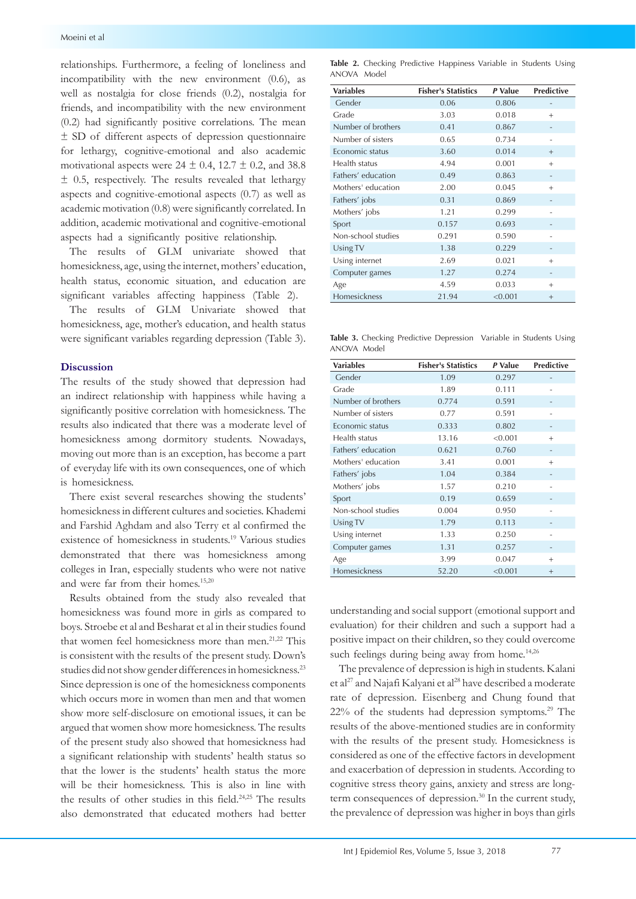relationships. Furthermore, a feeling of loneliness and incompatibility with the new environment (0.6), as well as nostalgia for close friends (0.2), nostalgia for friends, and incompatibility with the new environment (0.2) had significantly positive correlations. The mean ± SD of different aspects of depression questionnaire for lethargy, cognitive-emotional and also academic motivational aspects were 24 ± 0.4, 12.7 ± 0.2, and 38.8 ± 0.5, respectively. The results revealed that lethargy aspects and cognitive-emotional aspects (0.7) as well as academic motivation (0.8) were significantly correlated. In addition, academic motivational and cognitive-emotional aspects had a significantly positive relationship.

The results of GLM univariate showed that homesickness, age, using the internet, mothers' education, health status, economic situation, and education are significant variables affecting happiness (Table 2).

The results of GLM Univariate showed that homesickness, age, mother's education, and health status were significant variables regarding depression (Table 3).

**Table 2.** Checking Predictive Happiness Variable in Students Using ANOVA Model

| Variables | Fisher's Statistics | *P* Value | Predictive |
|---|---|---|---|
| Gender | 0.06 | 0.806 | - |
| Grade | 3.03 | 0.018 | + |
| Number of brothers | 0.41 | 0.867 | - |
| Number of sisters | 0.65 | 0.734 | - |
| Economic status | 3.60 | 0.014 | + |
| Health status | 4.94 | 0.001 | + |
| Fathers' education | 0.49 | 0.863 | - |
| Mothers' education | 2.00 | 0.045 | + |
| Fathers' jobs | 0.31 | 0.869 | - |
| Mothers' jobs | 1.21 | 0.299 | - |
| Sport | 0.157 | 0.693 | - |
| Non-school studies | 0.291 | 0.590 | - |
| Using TV | 1.38 | 0.229 | - |
| Using internet | 2.69 | 0.021 | + |
| Computer games | 1.27 | 0.274 | - |
| Age | 4.59 | 0.033 | + |
| Homesickness | 21.94 | <0.001 | + |

**Table 3.** Checking Predictive Depression Variable in Students Using ANOVA Model

| Variables | Fisher's Statistics | *P* Value | Predictive |
|---|---|---|---|
| Gender | 1.09 | 0.297 | - |
| Grade | 1.89 | 0.111 | - |
| Number of brothers | 0.774 | 0.591 | - |
| Number of sisters | 0.77 | 0.591 | - |
| Economic status | 0.333 | 0.802 | - |
| Health status | 13.16 | <0.001 | + |
| Fathers' education | 0.621 | 0.760 | - |
| Mothers' education | 3.41 | 0.001 | + |
| Fathers' jobs | 1.04 | 0.384 | - |
| Mothers' jobs | 1.57 | 0.210 | - |
| Sport | 0.19 | 0.659 | - |
| Non-school studies | 0.004 | 0.950 | - |
| Using TV | 1.79 | 0.113 | - |
| Using internet | 1.33 | 0.250 | - |
| Computer games | 1.31 | 0.257 | - |
| Age | 3.99 | 0.047 | + |
| Homesickness | 52.20 | <0.001 | + |

## Discussion

The results of the study showed that depression had an indirect relationship with happiness while having a significantly positive correlation with homesickness. The results also indicated that there was a moderate level of homesickness among dormitory students. Nowadays, moving out more than is an exception, has become a part of everyday life with its own consequences, one of which is homesickness.

There exist several researches showing the students' homesickness in different cultures and societies. Khademi and Farshid Aghdam and also Terry et al confirmed the existence of homesickness in students.[19] Various studies demonstrated that there was homesickness among colleges in Iran, especially students who were not native and were far from their homes.[15,20]

Results obtained from the study also revealed that homesickness was found more in girls as compared to boys. Stroebe et al and Besharat et al in their studies found that women feel homesickness more than men.[21,22] This is consistent with the results of the present study. Down's studies did not show gender differences in homesickness.[23] Since depression is one of the homesickness components which occurs more in women than men and that women show more self-disclosure on emotional issues, it can be argued that women show more homesickness. The results of the present study also showed that homesickness had a significant relationship with students' health status so that the lower is the students' health status the more will be their homesickness. This is also in line with the results of other studies in this field.[24,25] The results also demonstrated that educated mothers had better understanding and social support (emotional support and evaluation) for their children and such a support had a positive impact on their children, so they could overcome such feelings during being away from home.[14,26]

The prevalence of depression is high in students. Kalani et al[27] and Najafi Kalyani et al[28] have described a moderate rate of depression. Eisenberg and Chung found that 22% of the students had depression symptoms.[29] The results of the above-mentioned studies are in conformity with the results of the present study. Homesickness is considered as one of the effective factors in development and exacerbation of depression in students. According to cognitive stress theory gains, anxiety and stress are long-term consequences of depression.[30] In the current study, the prevalence of depression was higher in boys than girls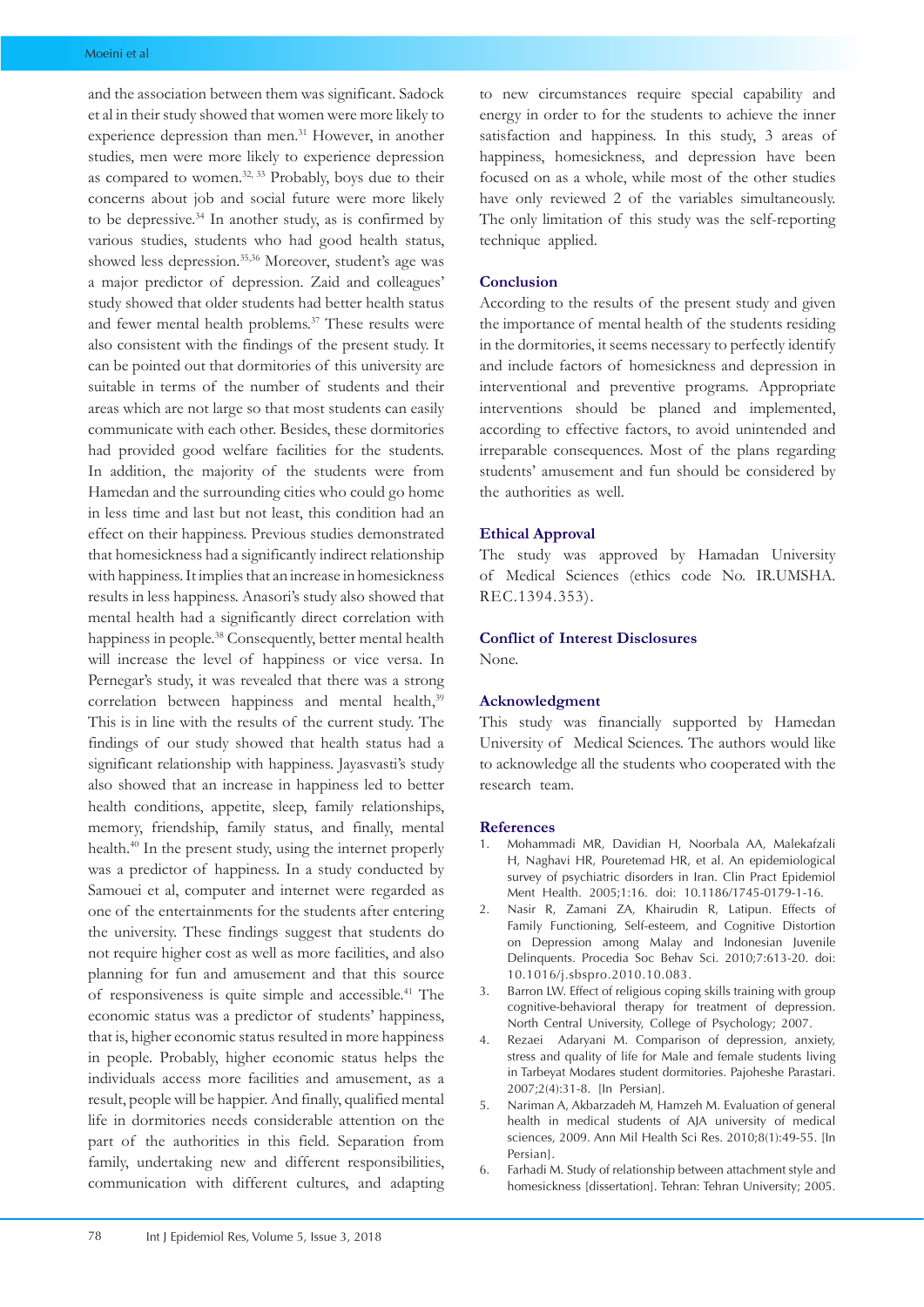and the association between them was significant. Sadock et al in their study showed that women were more likely to experience depression than men.[31] However, in another studies, men were more likely to experience depression as compared to women.[32, 33] Probably, boys due to their concerns about job and social future were more likely to be depressive.[34] In another study, as is confirmed by various studies, students who had good health status, showed less depression.[35,36] Moreover, student's age was a major predictor of depression. Zaid and colleagues' study showed that older students had better health status and fewer mental health problems.[37] These results were also consistent with the findings of the present study. It can be pointed out that dormitories of this university are suitable in terms of the number of students and their areas which are not large so that most students can easily communicate with each other. Besides, these dormitories had provided good welfare facilities for the students. In addition, the majority of the students were from Hamedan and the surrounding cities who could go home in less time and last but not least, this condition had an effect on their happiness. Previous studies demonstrated that homesickness had a significantly indirect relationship with happiness. It implies that an increase in homesickness results in less happiness. Anasori's study also showed that mental health had a significantly direct correlation with happiness in people.[38] Consequently, better mental health will increase the level of happiness or vice versa. In Pernegar's study, it was revealed that there was a strong correlation between happiness and mental health,[39] This is in line with the results of the current study. The findings of our study showed that health status had a significant relationship with happiness. Jayasvasti's study also showed that an increase in happiness led to better health conditions, appetite, sleep, family relationships, memory, friendship, family status, and finally, mental health.[40] In the present study, using the internet properly was a predictor of happiness. In a study conducted by Samouei et al, computer and internet were regarded as one of the entertainments for the students after entering the university. These findings suggest that students do not require higher cost as well as more facilities, and also planning for fun and amusement and that this source of responsiveness is quite simple and accessible.[41] The economic status was a predictor of students' happiness, that is, higher economic status resulted in more happiness in people. Probably, higher economic status helps the individuals access more facilities and amusement, as a result, people will be happier. And finally, qualified mental life in dormitories needs considerable attention on the part of the authorities in this field. Separation from family, undertaking new and different responsibilities, communication with different cultures, and adapting to new circumstances require special capability and energy in order to for the students to achieve the inner satisfaction and happiness. In this study, 3 areas of happiness, homesickness, and depression have been focused on as a whole, while most of the other studies have only reviewed 2 of the variables simultaneously. The only limitation of this study was the self-reporting technique applied.

## Conclusion

According to the results of the present study and given the importance of mental health of the students residing in the dormitories, it seems necessary to perfectly identify and include factors of homesickness and depression in interventional and preventive programs. Appropriate interventions should be planed and implemented, according to effective factors, to avoid unintended and irreparable consequences. Most of the plans regarding students' amusement and fun should be considered by the authorities as well.

## Ethical Approval

The study was approved by Hamadan University of Medical Sciences (ethics code No. IR.UMSHA.REC.1394.353).

## Conflict of Interest Disclosures

None.

## Acknowledgment

This study was financially supported by Hamedan University of Medical Sciences. The authors would like to acknowledge all the students who cooperated with the research team.

## References

1. Mohammadi MR, Davidian H, Noorbala AA, Malekafzali H, Naghavi HR, Pouretemad HR, et al. An epidemiological survey of psychiatric disorders in Iran. Clin Pract Epidemiol Ment Health. 2005;1:16. doi: 10.1186/1745-0179-1-16.
2. Nasir R, Zamani ZA, Khairudin R, Latipun. Effects of Family Functioning, Self-esteem, and Cognitive Distortion on Depression among Malay and Indonesian Juvenile Delinquents. Procedia Soc Behav Sci. 2010;7:613-20. doi: 10.1016/j.sbspro.2010.10.083.
3. Barron LW. Effect of religious coping skills training with group cognitive-behavioral therapy for treatment of depression. North Central University, College of Psychology; 2007.
4. Rezaei Adaryani M. Comparison of depression, anxiety, stress and quality of life for Male and female students living in Tarbeyat Modares student dormitories. Pajoheshe Parastari. 2007;2(4):31-8. [In Persian].
5. Nariman A, Akbarzadeh M, Hamzeh M. Evaluation of general health in medical students of AJA university of medical sciences, 2009. Ann Mil Health Sci Res. 2010;8(1):49-55. [In Persian].
6. Farhadi M. Study of relationship between attachment style and homesickness [dissertation]. Tehran: Tehran University; 2005.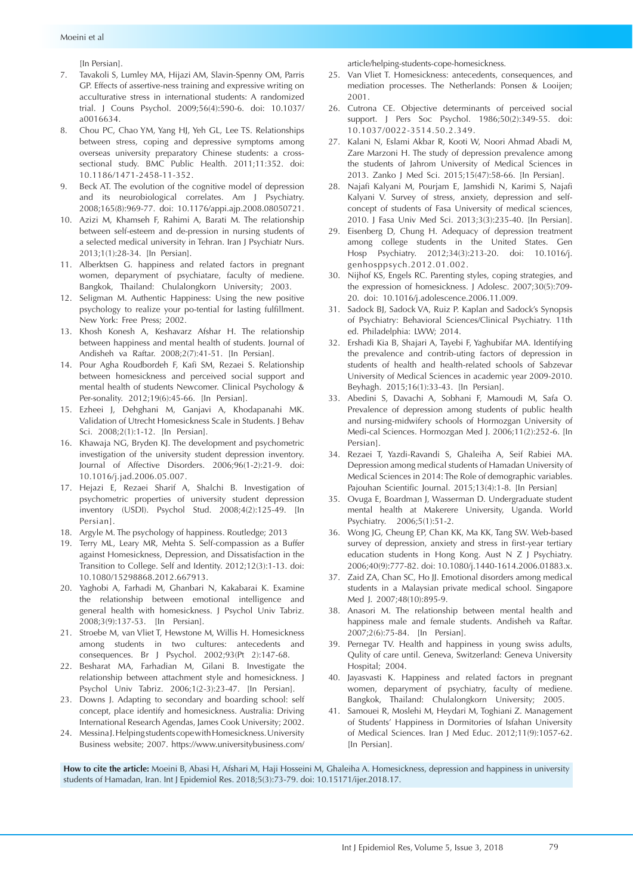[In Persian].

7. Tavakoli S, Lumley MA, Hijazi AM, Slavin-Spenny OM, Parris GP. Effects of assertive-ness training and expressive writing on acculturative stress in international students: A randomized trial. J Couns Psychol. 2009;56(4):590-6. doi: 10.1037/a0016634.
8. Chou PC, Chao YM, Yang HJ, Yeh GL, Lee TS. Relationships between stress, coping and depressive symptoms among overseas university preparatory Chinese students: a cross-sectional study. BMC Public Health. 2011;11:352. doi: 10.1186/1471-2458-11-352.
9. Beck AT. The evolution of the cognitive model of depression and its neurobiological correlates. Am J Psychiatry. 2008;165(8):969-77. doi: 10.1176/appi.ajp.2008.08050721.
10. Azizi M, Khamseh F, Rahimi A, Barati M. The relationship between self-esteem and de-pression in nursing students of a selected medical university in Tehran. Iran J Psychiatr Nurs. 2013;1(1):28-34. [In Persian].
11. Alberktsen G. happiness and related factors in pregnant women, deparyment of psychiatare, faculty of mediene. Bangkok, Thailand: Chulalongkorn University; 2003.
12. Seligman M. Authentic Happiness: Using the new positive psychology to realize your po-tential for lasting fulfillment. New York: Free Press; 2002.
13. Khosh Konesh A, Keshavarz Afshar H. The relationship between happiness and mental health of students. Journal of Andisheh va Raftar. 2008;2(7):41-51. [In Persian].
14. Pour Agha Roudbordeh F, Kafi SM, Rezaei S. Relationship between homesickness and perceived social support and mental health of students Newcomer. Clinical Psychology & Per-sonality. 2012;19(6):45-66. [In Persian].
15. Ezheei J, Dehghani M, Ganjavi A, Khodapanahi MK. Validation of Utrecht Homesickness Scale in Students. J Behav Sci. 2008;2(1):1-12. [In Persian].
16. Khawaja NG, Bryden KJ. The development and psychometric investigation of the university student depression inventory. Journal of Affective Disorders. 2006;96(1-2):21-9. doi: 10.1016/j.jad.2006.05.007.
17. Hejazi E, Rezaei Sharif A, Shalchi B. Investigation of psychometric properties of university student depression inventory (USDI). Psychol Stud. 2008;4(2):125-49. [In Persian].
18. Argyle M. The psychology of happiness. Routledge; 2013
19. Terry ML, Leary MR, Mehta S. Self-compassion as a Buffer against Homesickness, Depression, and Dissatisfaction in the Transition to College. Self and Identity. 2012;12(3):1-13. doi: 10.1080/15298868.2012.667913.
20. Yaghobi A, Farhadi M, Ghanbari N, Kakabarai K. Examine the relationship between emotional intelligence and general health with homesickness. J Psychol Univ Tabriz. 2008;3(9):137-53. [In Persian].
21. Stroebe M, van Vliet T, Hewstone M, Willis H. Homesickness among students in two cultures: antecedents and consequences. Br J Psychol. 2002;93(Pt 2):147-68.
22. Besharat MA, Farhadian M, Gilani B. Investigate the relationship between attachment style and homesickness. J Psychol Univ Tabriz. 2006;1(2-3):23-47. [In Persian].
23. Downs J. Adapting to secondary and boarding school: self concept, place identify and homesickness. Australia: Driving International Research Agendas, James Cook University; 2002.
24. Messina J. Helping students cope with Homesickness. University Business website; 2007. https://www.universitybusiness.com/article/helping-students-cope-homesickness.
25. Van Vliet T. Homesickness: antecedents, consequences, and mediation processes. The Netherlands: Ponsen & Looijen; 2001.
26. Cutrona CE. Objective determinants of perceived social support. J Pers Soc Psychol. 1986;50(2):349-55. doi: 10.1037/0022-3514.50.2.349.
27. Kalani N, Eslami Akbar R, Kooti W, Noori Ahmad Abadi M, Zare Marzoni H. The study of depression prevalence among the students of Jahrom University of Medical Sciences in 2013. Zanko J Med Sci. 2015;15(47):58-66. [In Persian].
28. Najafi Kalyani M, Pourjam E, Jamshidi N, Karimi S, Najafi Kalyani V. Survey of stress, anxiety, depression and self-concept of students of Fasa University of medical sciences, 2010. J Fasa Univ Med Sci. 2013;3(3):235-40. [In Persian].
29. Eisenberg D, Chung H. Adequacy of depression treatment among college students in the United States. Gen Hosp Psychiatry. 2012;34(3):213-20. doi: 10.1016/j.genhosppsych.2012.01.002.
30. Nijhof KS, Engels RC. Parenting styles, coping strategies, and the expression of homesickness. J Adolesc. 2007;30(5):709-20. doi: 10.1016/j.adolescence.2006.11.009.
31. Sadock BJ, Sadock VA, Ruiz P. Kaplan and Sadock's Synopsis of Psychiatry: Behavioral Sciences/Clinical Psychiatry. 11th ed. Philadelphia: LWW; 2014.
32. Ershadi Kia B, Shajari A, Tayebi F, Yaghubifar MA. Identifying the prevalence and contrib-uting factors of depression in students of health and health-related schools of Sabzevar University of Medical Sciences in academic year 2009-2010. Beyhagh. 2015;16(1):33-43. [In Persian].
33. Abedini S, Davachi A, Sobhani F, Mamoudi M, Safa O. Prevalence of depression among students of public health and nursing-midwifery schools of Hormozgan University of Medi-cal Sciences. Hormozgan Med J. 2006;11(2):252-6. [In Persian].
34. Rezaei T, Yazdi-Ravandi S, Ghaleiha A, Seif Rabiei MA. Depression among medical students of Hamadan University of Medical Sciences in 2014: The Role of demographic variables. Pajouhan Scientific Journal. 2015;13(4):1-8. [In Persian]
35. Ovuga E, Boardman J, Wasserman D. Undergraduate student mental health at Makerere University, Uganda. World Psychiatry. 2006;5(1):51-2.
36. Wong JG, Cheung EP, Chan KK, Ma KK, Tang SW. Web-based survey of depression, anxiety and stress in first-year tertiary education students in Hong Kong. Aust N Z J Psychiatry. 2006;40(9):777-82. doi: 10.1080/j.1440-1614.2006.01883.x.
37. Zaid ZA, Chan SC, Ho JJ. Emotional disorders among medical students in a Malaysian private medical school. Singapore Med J. 2007;48(10):895-9.
38. Anasori M. The relationship between mental health and happiness male and female students. Andisheh va Raftar. 2007;2(6):75-84. [In Persian].
39. Pernegar TV. Health and happiness in young swiss adults, Qulity of care until. Geneva, Switzerland: Geneva University Hospital; 2004.
40. Jayasvasti K. Happiness and related factors in pregnant women, deparyment of psychiatry, faculty of mediene. Bangkok, Thailand: Chulalongkorn University; 2005.
41. Samouei R, Moslehi M, Heydari M, Toghiani Z. Management of Students' Happiness in Dormitories of Isfahan University of Medical Sciences. Iran J Med Educ. 2012;11(9):1057-62. [In Persian].

**How to cite the article:** Moeini B, Abasi H, Afshari M, Haji Hosseini M, Ghaleiha A. Homesickness, depression and happiness in university students of Hamadan, Iran. Int J Epidemiol Res. 2018;5(3):73-79. doi: 10.15171/ijer.2018.17.